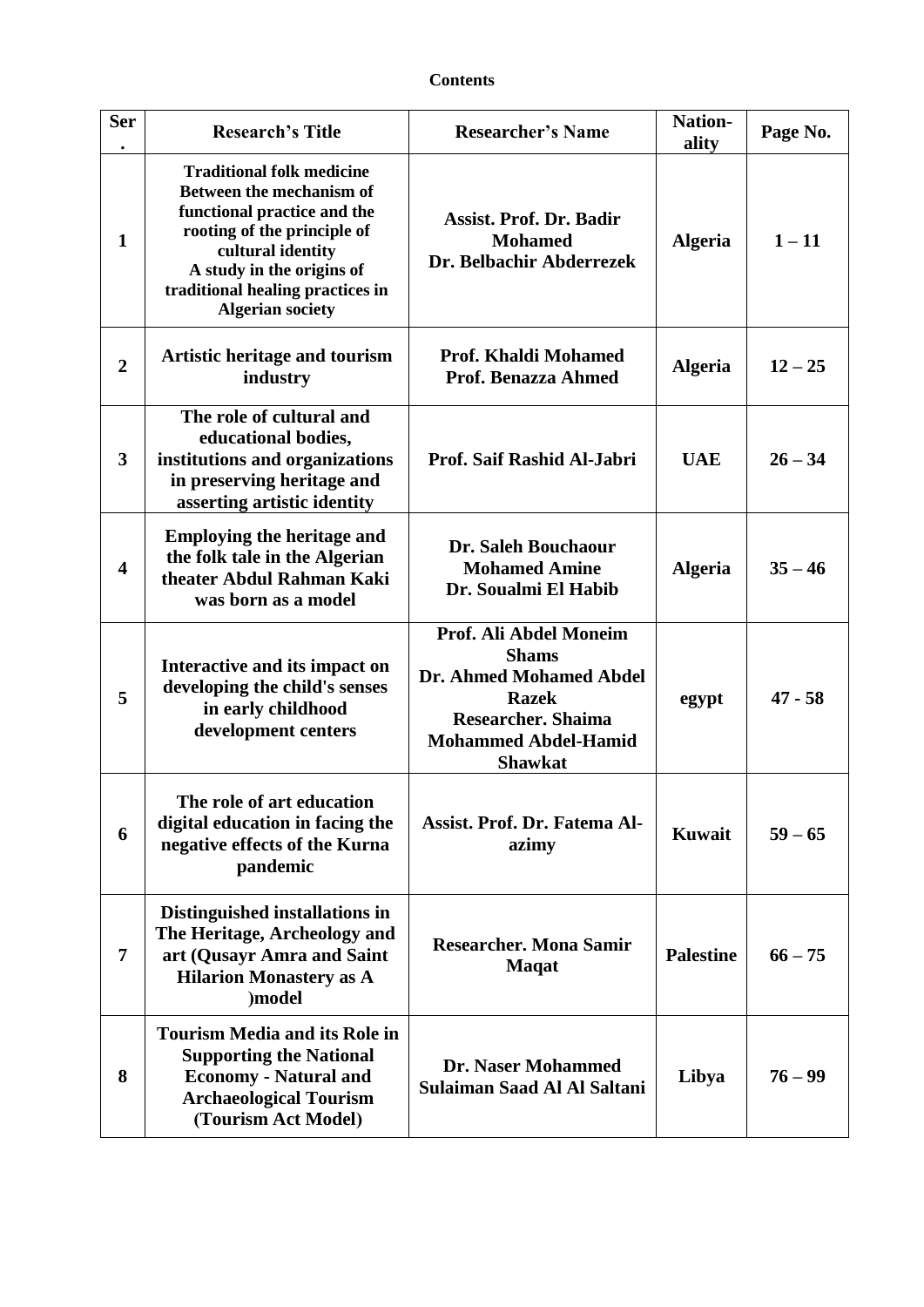**Contents**

| Ser. | Research's Title | Researcher's Name | Nation-ality | Page No. |
|---|---|---|---|---|
| 1 | Traditional folk medicine Between the mechanism of functional practice and the rooting of the principle of cultural identity A study in the origins of traditional healing practices in Algerian society | Assist. Prof. Dr. Badir Mohamed Dr. Belbachir Abderrezek | Algeria | 1 – 11 |
| 2 | Artistic heritage and tourism industry | Prof. Khaldi Mohamed Prof. Benazza Ahmed | Algeria | 12 – 25 |
| 3 | The role of cultural and educational bodies, institutions and organizations in preserving heritage and asserting artistic identity | Prof. Saif Rashid Al-Jabri | UAE | 26 – 34 |
| 4 | Employing the heritage and the folk tale in the Algerian theater Abdul Rahman Kaki was born as a model | Dr. Saleh Bouchaour Mohamed Amine Dr. Soualmi El Habib | Algeria | 35 – 46 |
| 5 | Interactive and its impact on developing the child's senses in early childhood development centers | Prof. Ali Abdel Moneim Shams Dr. Ahmed Mohamed Abdel Razek Researcher. Shaima Mohammed Abdel-Hamid Shawkat | egypt | 47 - 58 |
| 6 | The role of art education digital education in facing the negative effects of the Kurna pandemic | Assist. Prof. Dr. Fatema Al-azimy | Kuwait | 59 – 65 |
| 7 | Distinguished installations in The Heritage, Archeology and art (Qusayr Amra and Saint Hilarion Monastery as A )model | Researcher. Mona Samir Maqat | Palestine | 66 – 75 |
| 8 | Tourism Media and its Role in Supporting the National Economy - Natural and Archaeological Tourism (Tourism Act Model) | Dr. Naser Mohammed Sulaiman Saad Al Al Saltani | Libya | 76 – 99 |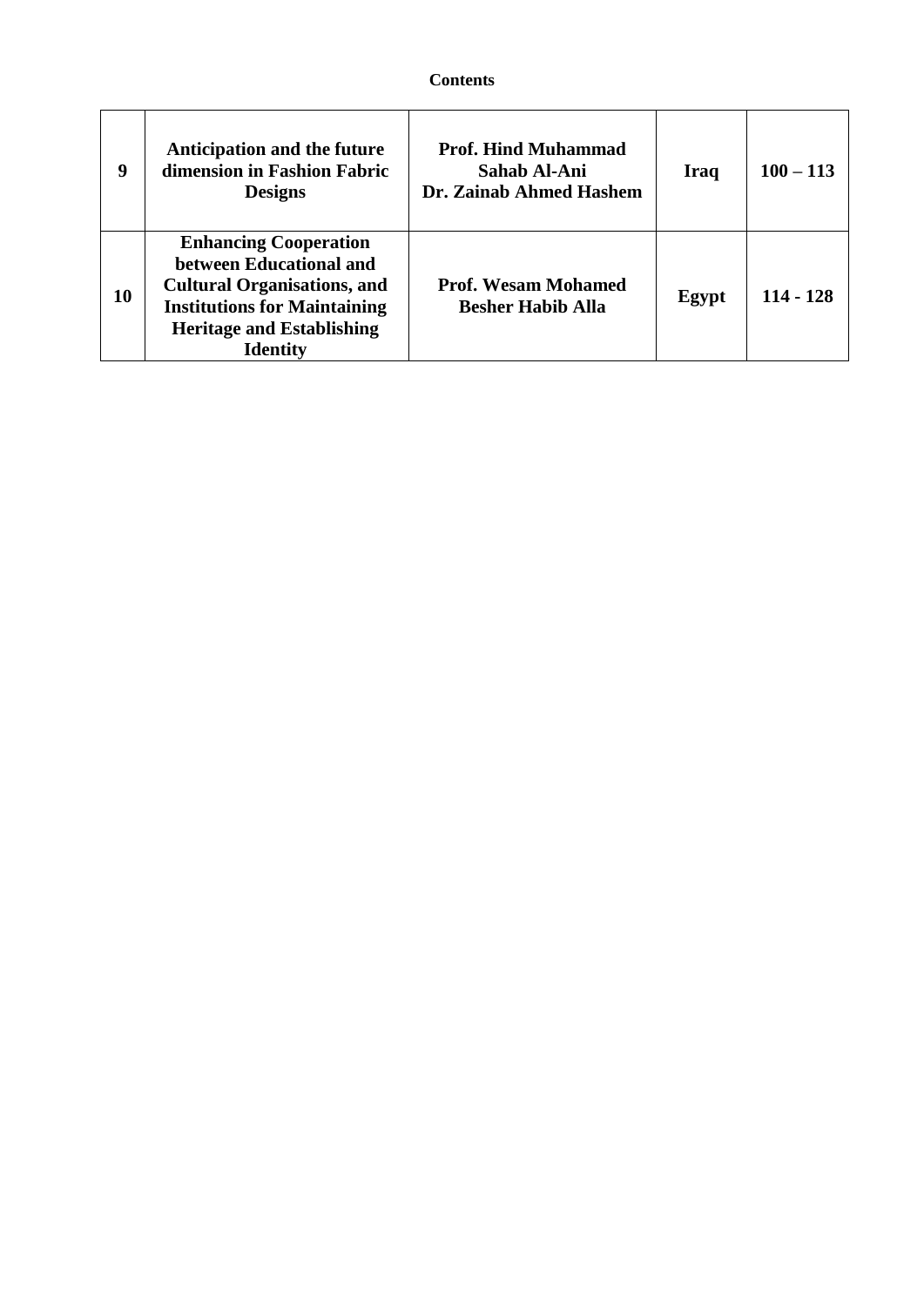**Contents**

| | | | | |
|---|---|---|---|---|
| **9** | **Anticipation and the future dimension in Fashion Fabric Designs** | **Prof. Hind Muhammad Sahab Al-Ani**<br>**Dr. Zainab Ahmed Hashem** | **Iraq** | **100 – 113** |
| **10** | **Enhancing Cooperation between Educational and Cultural Organisations, and Institutions for Maintaining Heritage and Establishing Identity** | **Prof. Wesam Mohamed Besher Habib Alla** | **Egypt** | **114 - 128** |